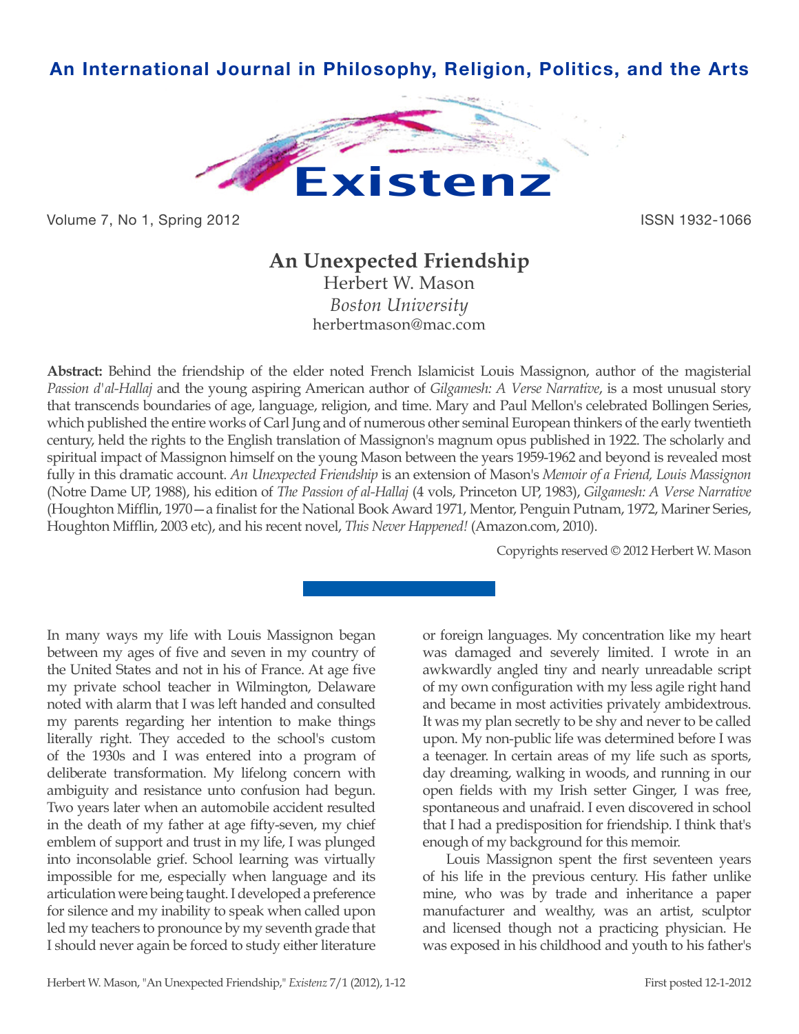An International Journal in Philosophy, Religion, Politics, and the Arts

# Existenz

Volume 7, No 1, Spring 2012 ISSN 1932-1066

## An Unexpected Friendship

Herbert W. Mason
*Boston University*
herbertmason@mac.com

**Abstract:** Behind the friendship of the elder noted French Islamicist Louis Massignon, author of the magisterial *Passion d'al-Hallaj* and the young aspiring American author of *Gilgamesh: A Verse Narrative*, is a most unusual story that transcends boundaries of age, language, religion, and time. Mary and Paul Mellon's celebrated Bollingen Series, which published the entire works of Carl Jung and of numerous other seminal European thinkers of the early twentieth century, held the rights to the English translation of Massignon's magnum opus published in 1922. The scholarly and spiritual impact of Massignon himself on the young Mason between the years 1959-1962 and beyond is revealed most fully in this dramatic account. *An Unexpected Friendship* is an extension of Mason's *Memoir of a Friend, Louis Massignon* (Notre Dame UP, 1988), his edition of *The Passion of al-Hallaj* (4 vols, Princeton UP, 1983), *Gilgamesh: A Verse Narrative* (Houghton Mifflin, 1970—a finalist for the National Book Award 1971, Mentor, Penguin Putnam, 1972, Mariner Series, Houghton Mifflin, 2003 etc), and his recent novel, *This Never Happened!* (Amazon.com, 2010).

Copyrights reserved © 2012 Herbert W. Mason

In many ways my life with Louis Massignon began between my ages of five and seven in my country of the United States and not in his of France. At age five my private school teacher in Wilmington, Delaware noted with alarm that I was left handed and consulted my parents regarding her intention to make things literally right. They acceded to the school's custom of the 1930s and I was entered into a program of deliberate transformation. My lifelong concern with ambiguity and resistance unto confusion had begun. Two years later when an automobile accident resulted in the death of my father at age fifty-seven, my chief emblem of support and trust in my life, I was plunged into inconsolable grief. School learning was virtually impossible for me, especially when language and its articulation were being taught. I developed a preference for silence and my inability to speak when called upon led my teachers to pronounce by my seventh grade that I should never again be forced to study either literature or foreign languages. My concentration like my heart was damaged and severely limited. I wrote in an awkwardly angled tiny and nearly unreadable script of my own configuration with my less agile right hand and became in most activities privately ambidextrous. It was my plan secretly to be shy and never to be called upon. My non-public life was determined before I was a teenager. In certain areas of my life such as sports, day dreaming, walking in woods, and running in our open fields with my Irish setter Ginger, I was free, spontaneous and unafraid. I even discovered in school that I had a predisposition for friendship. I think that's enough of my background for this memoir.

Louis Massignon spent the first seventeen years of his life in the previous century. His father unlike mine, who was by trade and inheritance a paper manufacturer and wealthy, was an artist, sculptor and licensed though not a practicing physician. He was exposed in his childhood and youth to his father's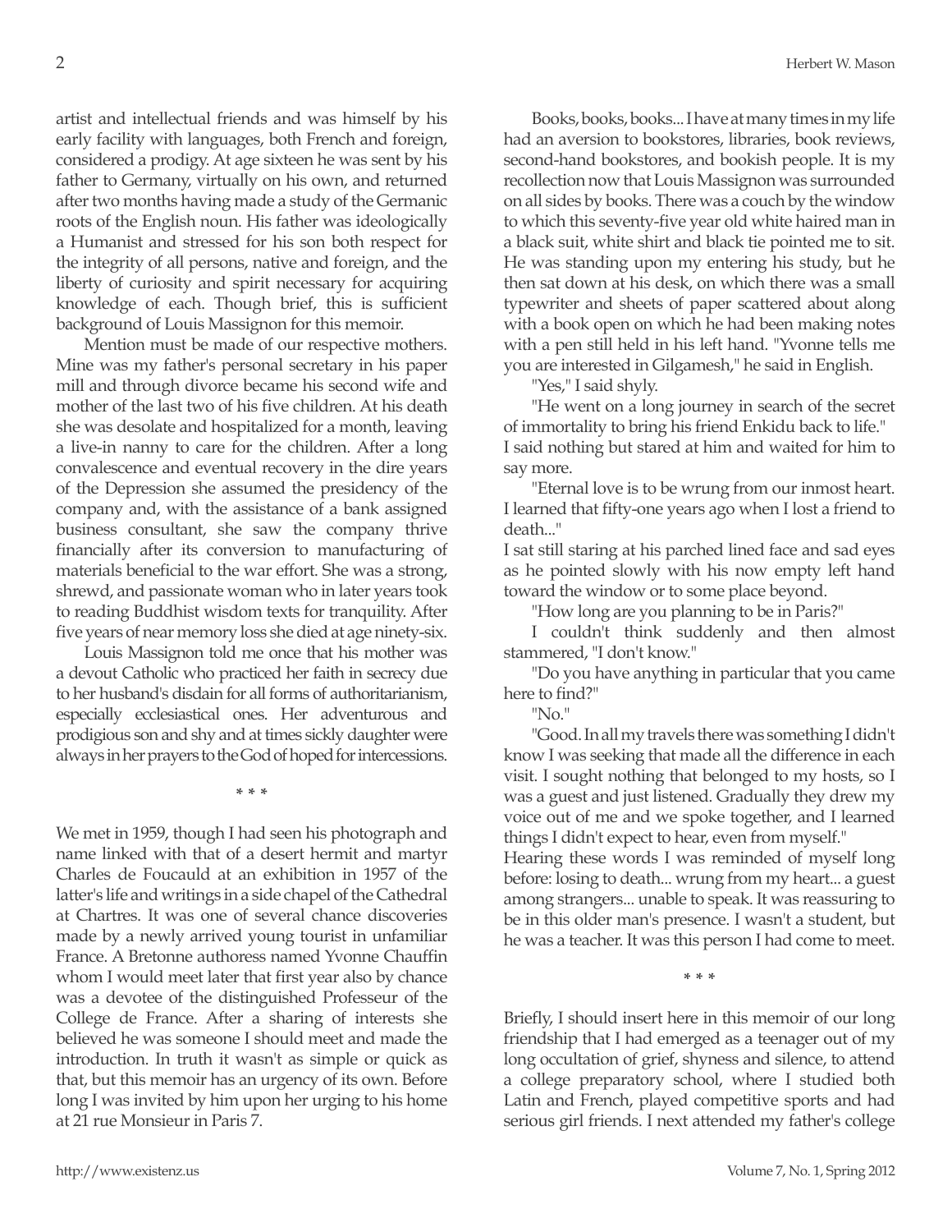artist and intellectual friends and was himself by his early facility with languages, both French and foreign, considered a prodigy. At age sixteen he was sent by his father to Germany, virtually on his own, and returned after two months having made a study of the Germanic roots of the English noun. His father was ideologically a Humanist and stressed for his son both respect for the integrity of all persons, native and foreign, and the liberty of curiosity and spirit necessary for acquiring knowledge of each. Though brief, this is sufficient background of Louis Massignon for this memoir.

Mention must be made of our respective mothers. Mine was my father's personal secretary in his paper mill and through divorce became his second wife and mother of the last two of his five children. At his death she was desolate and hospitalized for a month, leaving a live-in nanny to care for the children. After a long convalescence and eventual recovery in the dire years of the Depression she assumed the presidency of the company and, with the assistance of a bank assigned business consultant, she saw the company thrive financially after its conversion to manufacturing of materials beneficial to the war effort. She was a strong, shrewd, and passionate woman who in later years took to reading Buddhist wisdom texts for tranquility. After five years of near memory loss she died at age ninety-six.

Louis Massignon told me once that his mother was a devout Catholic who practiced her faith in secrecy due to her husband's disdain for all forms of authoritarianism, especially ecclesiastical ones. Her adventurous and prodigious son and shy and at times sickly daughter were always in her prayers to the God of hoped for intercessions.

\* \* \*

We met in 1959, though I had seen his photograph and name linked with that of a desert hermit and martyr Charles de Foucauld at an exhibition in 1957 of the latter's life and writings in a side chapel of the Cathedral at Chartres. It was one of several chance discoveries made by a newly arrived young tourist in unfamiliar France. A Bretonne authoress named Yvonne Chauffin whom I would meet later that first year also by chance was a devotee of the distinguished Professeur of the College de France. After a sharing of interests she believed he was someone I should meet and made the introduction. In truth it wasn't as simple or quick as that, but this memoir has an urgency of its own. Before long I was invited by him upon her urging to his home at 21 rue Monsieur in Paris 7.

Books, books, books... I have at many times in my life had an aversion to bookstores, libraries, book reviews, second-hand bookstores, and bookish people. It is my recollection now that Louis Massignon was surrounded on all sides by books. There was a couch by the window to which this seventy-five year old white haired man in a black suit, white shirt and black tie pointed me to sit. He was standing upon my entering his study, but he then sat down at his desk, on which there was a small typewriter and sheets of paper scattered about along with a book open on which he had been making notes with a pen still held in his left hand. "Yvonne tells me you are interested in Gilgamesh," he said in English.

"Yes," I said shyly.

"He went on a long journey in search of the secret of immortality to bring his friend Enkidu back to life."

I said nothing but stared at him and waited for him to say more.

"Eternal love is to be wrung from our inmost heart. I learned that fifty-one years ago when I lost a friend to death..."

I sat still staring at his parched lined face and sad eyes as he pointed slowly with his now empty left hand toward the window or to some place beyond.

"How long are you planning to be in Paris?"

I couldn't think suddenly and then almost stammered, "I don't know."

"Do you have anything in particular that you came here to find?"

"No."

"Good. In all my travels there was something I didn't know I was seeking that made all the difference in each visit. I sought nothing that belonged to my hosts, so I was a guest and just listened. Gradually they drew my voice out of me and we spoke together, and I learned things I didn't expect to hear, even from myself."

Hearing these words I was reminded of myself long before: losing to death... wrung from my heart... a guest among strangers... unable to speak. It was reassuring to be in this older man's presence. I wasn't a student, but he was a teacher. It was this person I had come to meet.

\* \* \*

Briefly, I should insert here in this memoir of our long friendship that I had emerged as a teenager out of my long occultation of grief, shyness and silence, to attend a college preparatory school, where I studied both Latin and French, played competitive sports and had serious girl friends. I next attended my father's college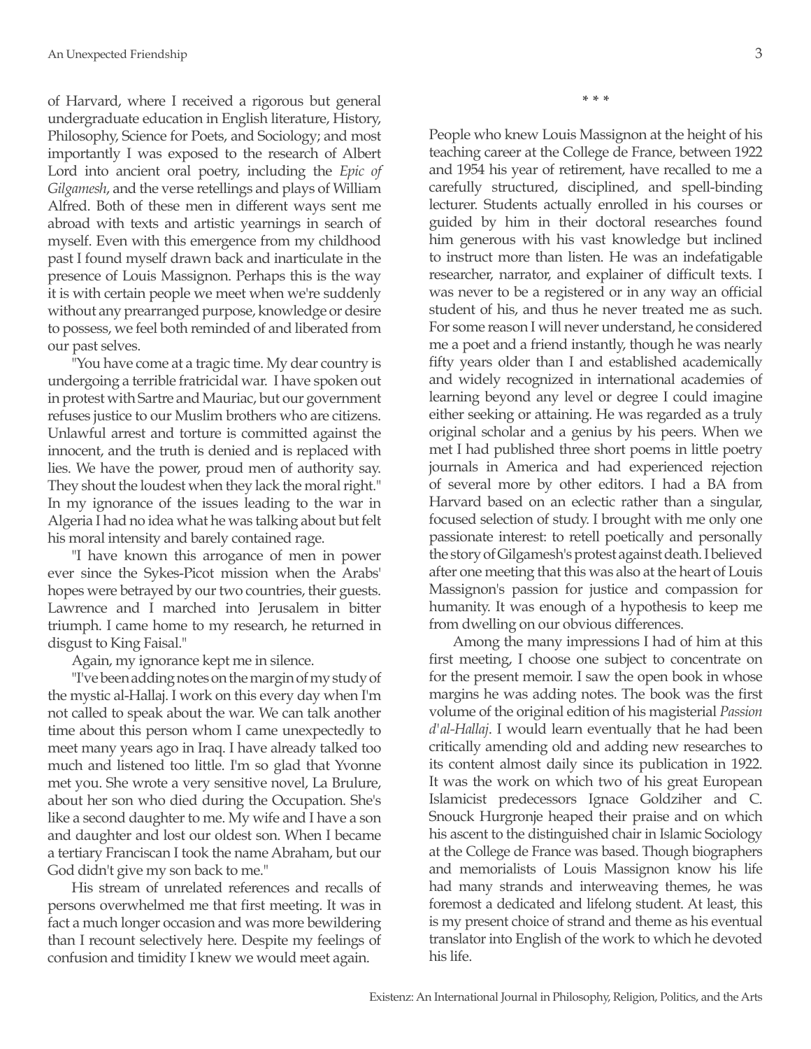of Harvard, where I received a rigorous but general undergraduate education in English literature, History, Philosophy, Science for Poets, and Sociology; and most importantly I was exposed to the research of Albert Lord into ancient oral poetry, including the *Epic of Gilgamesh*, and the verse retellings and plays of William Alfred. Both of these men in different ways sent me abroad with texts and artistic yearnings in search of myself. Even with this emergence from my childhood past I found myself drawn back and inarticulate in the presence of Louis Massignon. Perhaps this is the way it is with certain people we meet when we're suddenly without any prearranged purpose, knowledge or desire to possess, we feel both reminded of and liberated from our past selves.

"You have come at a tragic time. My dear country is undergoing a terrible fratricidal war. I have spoken out in protest with Sartre and Mauriac, but our government refuses justice to our Muslim brothers who are citizens. Unlawful arrest and torture is committed against the innocent, and the truth is denied and is replaced with lies. We have the power, proud men of authority say. They shout the loudest when they lack the moral right." In my ignorance of the issues leading to the war in Algeria I had no idea what he was talking about but felt his moral intensity and barely contained rage.

"I have known this arrogance of men in power ever since the Sykes-Picot mission when the Arabs' hopes were betrayed by our two countries, their guests. Lawrence and I marched into Jerusalem in bitter triumph. I came home to my research, he returned in disgust to King Faisal."

Again, my ignorance kept me in silence.

"I've been adding notes on the margin of my study of the mystic al-Hallaj. I work on this every day when I'm not called to speak about the war. We can talk another time about this person whom I came unexpectedly to meet many years ago in Iraq. I have already talked too much and listened too little. I'm so glad that Yvonne met you. She wrote a very sensitive novel, La Brulure, about her son who died during the Occupation. She's like a second daughter to me. My wife and I have a son and daughter and lost our oldest son. When I became a tertiary Franciscan I took the name Abraham, but our God didn't give my son back to me."

His stream of unrelated references and recalls of persons overwhelmed me that first meeting. It was in fact a much longer occasion and was more bewildering than I recount selectively here. Despite my feelings of confusion and timidity I knew we would meet again.

\* \* \*

People who knew Louis Massignon at the height of his teaching career at the College de France, between 1922 and 1954 his year of retirement, have recalled to me a carefully structured, disciplined, and spell-binding lecturer. Students actually enrolled in his courses or guided by him in their doctoral researches found him generous with his vast knowledge but inclined to instruct more than listen. He was an indefatigable researcher, narrator, and explainer of difficult texts. I was never to be a registered or in any way an official student of his, and thus he never treated me as such. For some reason I will never understand, he considered me a poet and a friend instantly, though he was nearly fifty years older than I and established academically and widely recognized in international academies of learning beyond any level or degree I could imagine either seeking or attaining. He was regarded as a truly original scholar and a genius by his peers. When we met I had published three short poems in little poetry journals in America and had experienced rejection of several more by other editors. I had a BA from Harvard based on an eclectic rather than a singular, focused selection of study. I brought with me only one passionate interest: to retell poetically and personally the story of Gilgamesh's protest against death. I believed after one meeting that this was also at the heart of Louis Massignon's passion for justice and compassion for humanity. It was enough of a hypothesis to keep me from dwelling on our obvious differences.

Among the many impressions I had of him at this first meeting, I choose one subject to concentrate on for the present memoir. I saw the open book in whose margins he was adding notes. The book was the first volume of the original edition of his magisterial *Passion d'al-Hallaj*. I would learn eventually that he had been critically amending old and adding new researches to its content almost daily since its publication in 1922. It was the work on which two of his great European Islamicist predecessors Ignace Goldziher and C. Snouck Hurgronje heaped their praise and on which his ascent to the distinguished chair in Islamic Sociology at the College de France was based. Though biographers and memorialists of Louis Massignon know his life had many strands and interweaving themes, he was foremost a dedicated and lifelong student. At least, this is my present choice of strand and theme as his eventual translator into English of the work to which he devoted his life.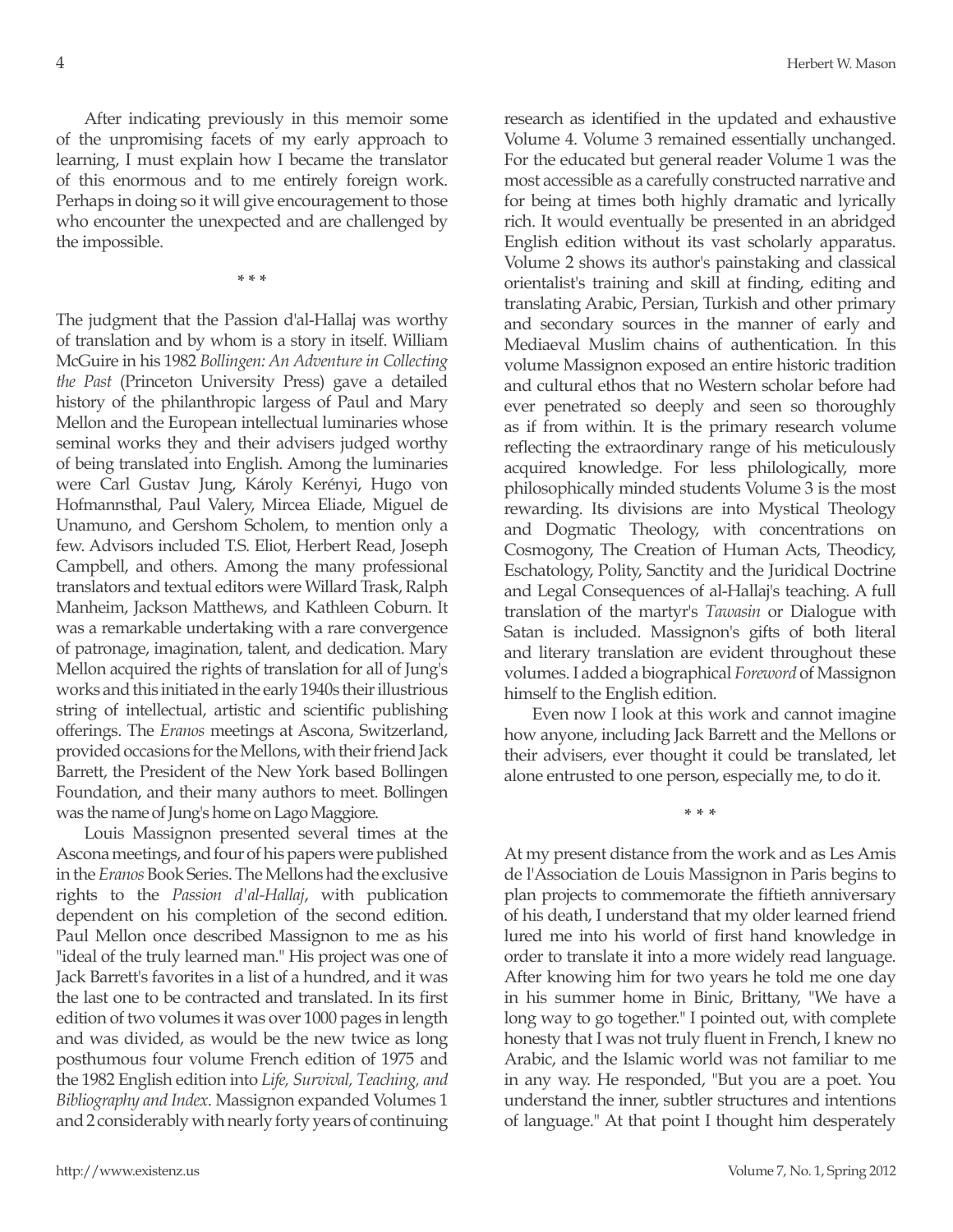After indicating previously in this memoir some of the unpromising facets of my early approach to learning, I must explain how I became the translator of this enormous and to me entirely foreign work. Perhaps in doing so it will give encouragement to those who encounter the unexpected and are challenged by the impossible.

\* \* \*

The judgment that the Passion d'al-Hallaj was worthy of translation and by whom is a story in itself. William McGuire in his 1982 *Bollingen: An Adventure in Collecting the Past* (Princeton University Press) gave a detailed history of the philanthropic largess of Paul and Mary Mellon and the European intellectual luminaries whose seminal works they and their advisers judged worthy of being translated into English. Among the luminaries were Carl Gustav Jung, Károly Kerényi, Hugo von Hofmannsthal, Paul Valery, Mircea Eliade, Miguel de Unamuno, and Gershom Scholem, to mention only a few. Advisors included T.S. Eliot, Herbert Read, Joseph Campbell, and others. Among the many professional translators and textual editors were Willard Trask, Ralph Manheim, Jackson Matthews, and Kathleen Coburn. It was a remarkable undertaking with a rare convergence of patronage, imagination, talent, and dedication. Mary Mellon acquired the rights of translation for all of Jung's works and this initiated in the early 1940s their illustrious string of intellectual, artistic and scientific publishing offerings. The *Eranos* meetings at Ascona, Switzerland, provided occasions for the Mellons, with their friend Jack Barrett, the President of the New York based Bollingen Foundation, and their many authors to meet. Bollingen was the name of Jung's home on Lago Maggiore.

Louis Massignon presented several times at the Ascona meetings, and four of his papers were published in the *Eranos* Book Series. The Mellons had the exclusive rights to the *Passion d'al-Hallaj*, with publication dependent on his completion of the second edition. Paul Mellon once described Massignon to me as his "ideal of the truly learned man." His project was one of Jack Barrett's favorites in a list of a hundred, and it was the last one to be contracted and translated. In its first edition of two volumes it was over 1000 pages in length and was divided, as would be the new twice as long posthumous four volume French edition of 1975 and the 1982 English edition into *Life, Survival, Teaching, and Bibliography and Index*. Massignon expanded Volumes 1 and 2 considerably with nearly forty years of continuing research as identified in the updated and exhaustive Volume 4. Volume 3 remained essentially unchanged. For the educated but general reader Volume 1 was the most accessible as a carefully constructed narrative and for being at times both highly dramatic and lyrically rich. It would eventually be presented in an abridged English edition without its vast scholarly apparatus. Volume 2 shows its author's painstaking and classical orientalist's training and skill at finding, editing and translating Arabic, Persian, Turkish and other primary and secondary sources in the manner of early and Mediaeval Muslim chains of authentication. In this volume Massignon exposed an entire historic tradition and cultural ethos that no Western scholar before had ever penetrated so deeply and seen so thoroughly as if from within. It is the primary research volume reflecting the extraordinary range of his meticulously acquired knowledge. For less philologically, more philosophically minded students Volume 3 is the most rewarding. Its divisions are into Mystical Theology and Dogmatic Theology, with concentrations on Cosmogony, The Creation of Human Acts, Theodicy, Eschatology, Polity, Sanctity and the Juridical Doctrine and Legal Consequences of al-Hallaj's teaching. A full translation of the martyr's *Tawasin* or Dialogue with Satan is included. Massignon's gifts of both literal and literary translation are evident throughout these volumes. I added a biographical *Foreword* of Massignon himself to the English edition.

Even now I look at this work and cannot imagine how anyone, including Jack Barrett and the Mellons or their advisers, ever thought it could be translated, let alone entrusted to one person, especially me, to do it.

\* \* \*

At my present distance from the work and as Les Amis de l'Association de Louis Massignon in Paris begins to plan projects to commemorate the fiftieth anniversary of his death, I understand that my older learned friend lured me into his world of first hand knowledge in order to translate it into a more widely read language. After knowing him for two years he told me one day in his summer home in Binic, Brittany, "We have a long way to go together." I pointed out, with complete honesty that I was not truly fluent in French, I knew no Arabic, and the Islamic world was not familiar to me in any way. He responded, "But you are a poet. You understand the inner, subtler structures and intentions of language." At that point I thought him desperately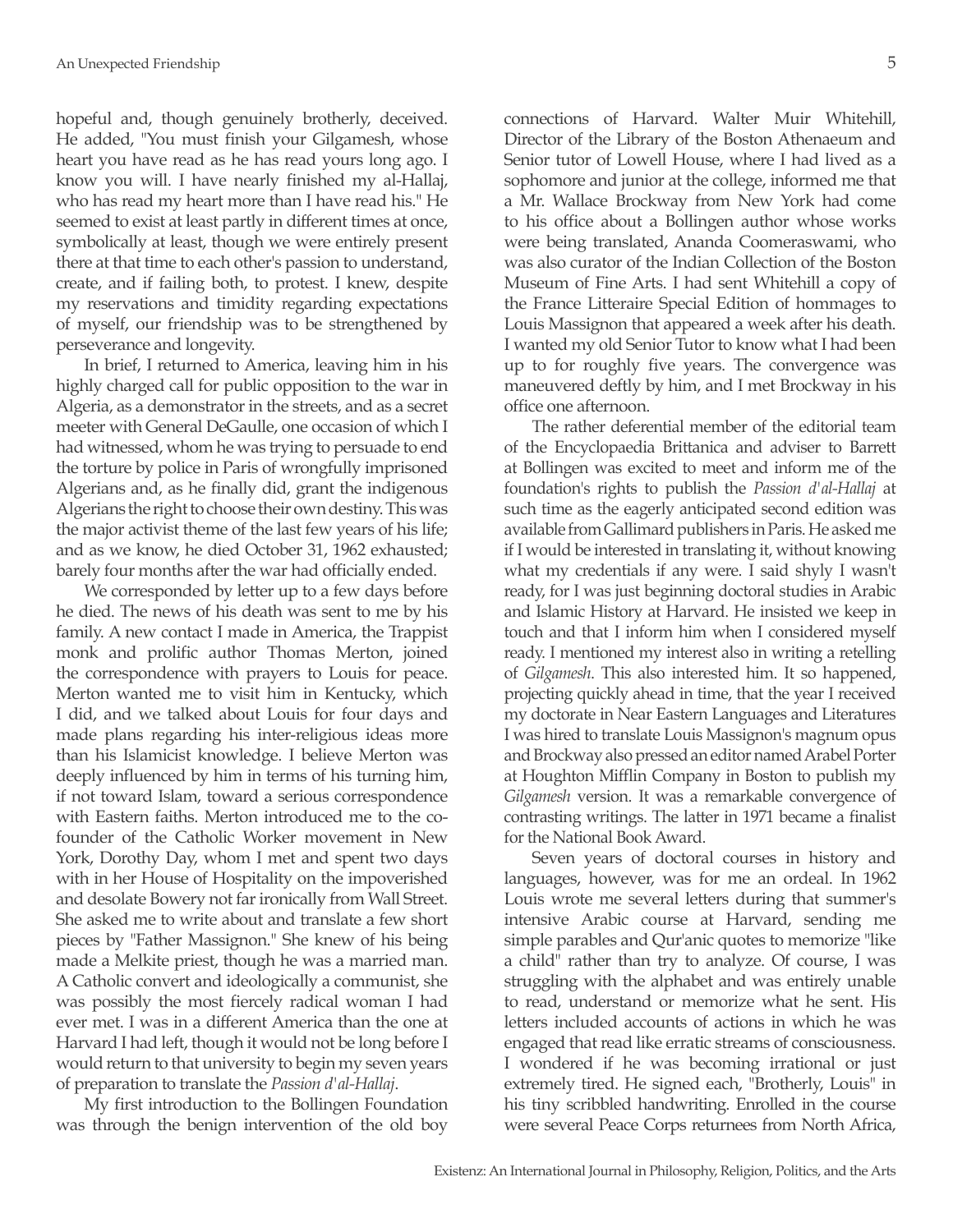hopeful and, though genuinely brotherly, deceived. He added, "You must finish your Gilgamesh, whose heart you have read as he has read yours long ago. I know you will. I have nearly finished my al-Hallaj, who has read my heart more than I have read his." He seemed to exist at least partly in different times at once, symbolically at least, though we were entirely present there at that time to each other's passion to understand, create, and if failing both, to protest. I knew, despite my reservations and timidity regarding expectations of myself, our friendship was to be strengthened by perseverance and longevity.

In brief, I returned to America, leaving him in his highly charged call for public opposition to the war in Algeria, as a demonstrator in the streets, and as a secret meeter with General DeGaulle, one occasion of which I had witnessed, whom he was trying to persuade to end the torture by police in Paris of wrongfully imprisoned Algerians and, as he finally did, grant the indigenous Algerians the right to choose their own destiny. This was the major activist theme of the last few years of his life; and as we know, he died October 31, 1962 exhausted; barely four months after the war had officially ended.

We corresponded by letter up to a few days before he died. The news of his death was sent to me by his family. A new contact I made in America, the Trappist monk and prolific author Thomas Merton, joined the correspondence with prayers to Louis for peace. Merton wanted me to visit him in Kentucky, which I did, and we talked about Louis for four days and made plans regarding his inter-religious ideas more than his Islamicist knowledge. I believe Merton was deeply influenced by him in terms of his turning him, if not toward Islam, toward a serious correspondence with Eastern faiths. Merton introduced me to the co-founder of the Catholic Worker movement in New York, Dorothy Day, whom I met and spent two days with in her House of Hospitality on the impoverished and desolate Bowery not far ironically from Wall Street. She asked me to write about and translate a few short pieces by "Father Massignon." She knew of his being made a Melkite priest, though he was a married man. A Catholic convert and ideologically a communist, she was possibly the most fiercely radical woman I had ever met. I was in a different America than the one at Harvard I had left, though it would not be long before I would return to that university to begin my seven years of preparation to translate the *Passion d'al-Hallaj*.

My first introduction to the Bollingen Foundation was through the benign intervention of the old boy connections of Harvard. Walter Muir Whitehill, Director of the Library of the Boston Athenaeum and Senior tutor of Lowell House, where I had lived as a sophomore and junior at the college, informed me that a Mr. Wallace Brockway from New York had come to his office about a Bollingen author whose works were being translated, Ananda Coomeraswami, who was also curator of the Indian Collection of the Boston Museum of Fine Arts. I had sent Whitehill a copy of the France Litteraire Special Edition of hommages to Louis Massignon that appeared a week after his death. I wanted my old Senior Tutor to know what I had been up to for roughly five years. The convergence was maneuvered deftly by him, and I met Brockway in his office one afternoon.

The rather deferential member of the editorial team of the Encyclopaedia Brittanica and adviser to Barrett at Bollingen was excited to meet and inform me of the foundation's rights to publish the *Passion d'al-Hallaj* at such time as the eagerly anticipated second edition was available from Gallimard publishers in Paris. He asked me if I would be interested in translating it, without knowing what my credentials if any were. I said shyly I wasn't ready, for I was just beginning doctoral studies in Arabic and Islamic History at Harvard. He insisted we keep in touch and that I inform him when I considered myself ready. I mentioned my interest also in writing a retelling of *Gilgamesh*. This also interested him. It so happened, projecting quickly ahead in time, that the year I received my doctorate in Near Eastern Languages and Literatures I was hired to translate Louis Massignon's magnum opus and Brockway also pressed an editor named Arabel Porter at Houghton Mifflin Company in Boston to publish my *Gilgamesh* version. It was a remarkable convergence of contrasting writings. The latter in 1971 became a finalist for the National Book Award.

Seven years of doctoral courses in history and languages, however, was for me an ordeal. In 1962 Louis wrote me several letters during that summer's intensive Arabic course at Harvard, sending me simple parables and Qur'anic quotes to memorize "like a child" rather than try to analyze. Of course, I was struggling with the alphabet and was entirely unable to read, understand or memorize what he sent. His letters included accounts of actions in which he was engaged that read like erratic streams of consciousness. I wondered if he was becoming irrational or just extremely tired. He signed each, "Brotherly, Louis" in his tiny scribbled handwriting. Enrolled in the course were several Peace Corps returnees from North Africa,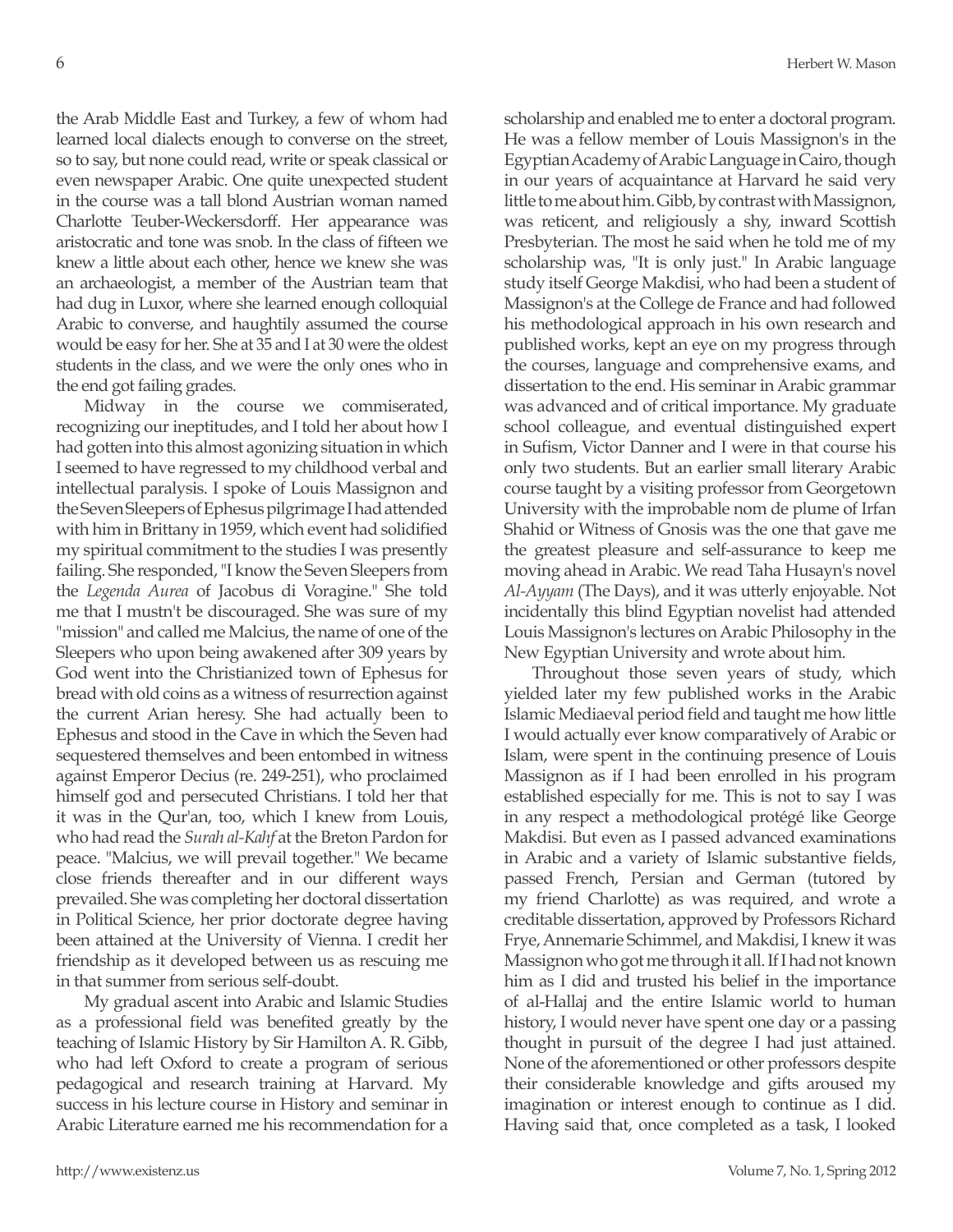the Arab Middle East and Turkey, a few of whom had learned local dialects enough to converse on the street, so to say, but none could read, write or speak classical or even newspaper Arabic. One quite unexpected student in the course was a tall blond Austrian woman named Charlotte Teuber-Weckersdorff. Her appearance was aristocratic and tone was snob. In the class of fifteen we knew a little about each other, hence we knew she was an archaeologist, a member of the Austrian team that had dug in Luxor, where she learned enough colloquial Arabic to converse, and haughtily assumed the course would be easy for her. She at 35 and I at 30 were the oldest students in the class, and we were the only ones who in the end got failing grades.

Midway in the course we commiserated, recognizing our ineptitudes, and I told her about how I had gotten into this almost agonizing situation in which I seemed to have regressed to my childhood verbal and intellectual paralysis. I spoke of Louis Massignon and the Seven Sleepers of Ephesus pilgrimage I had attended with him in Brittany in 1959, which event had solidified my spiritual commitment to the studies I was presently failing. She responded, "I know the Seven Sleepers from the *Legenda Aurea* of Jacobus di Voragine." She told me that I mustn't be discouraged. She was sure of my "mission" and called me Malcius, the name of one of the Sleepers who upon being awakened after 309 years by God went into the Christianized town of Ephesus for bread with old coins as a witness of resurrection against the current Arian heresy. She had actually been to Ephesus and stood in the Cave in which the Seven had sequestered themselves and been entombed in witness against Emperor Decius (re. 249-251), who proclaimed himself god and persecuted Christians. I told her that it was in the Qur'an, too, which I knew from Louis, who had read the *Surah al-Kahf* at the Breton Pardon for peace. "Malcius, we will prevail together." We became close friends thereafter and in our different ways prevailed. She was completing her doctoral dissertation in Political Science, her prior doctorate degree having been attained at the University of Vienna. I credit her friendship as it developed between us as rescuing me in that summer from serious self-doubt.

My gradual ascent into Arabic and Islamic Studies as a professional field was benefited greatly by the teaching of Islamic History by Sir Hamilton A. R. Gibb, who had left Oxford to create a program of serious pedagogical and research training at Harvard. My success in his lecture course in History and seminar in Arabic Literature earned me his recommendation for a scholarship and enabled me to enter a doctoral program. He was a fellow member of Louis Massignon's in the Egyptian Academy of Arabic Language in Cairo, though in our years of acquaintance at Harvard he said very little to me about him. Gibb, by contrast with Massignon, was reticent, and religiously a shy, inward Scottish Presbyterian. The most he said when he told me of my scholarship was, "It is only just." In Arabic language study itself George Makdisi, who had been a student of Massignon's at the College de France and had followed his methodological approach in his own research and published works, kept an eye on my progress through the courses, language and comprehensive exams, and dissertation to the end. His seminar in Arabic grammar was advanced and of critical importance. My graduate school colleague, and eventual distinguished expert in Sufism, Victor Danner and I were in that course his only two students. But an earlier small literary Arabic course taught by a visiting professor from Georgetown University with the improbable nom de plume of Irfan Shahid or Witness of Gnosis was the one that gave me the greatest pleasure and self-assurance to keep me moving ahead in Arabic. We read Taha Husayn's novel *Al-Ayyam* (The Days), and it was utterly enjoyable. Not incidentally this blind Egyptian novelist had attended Louis Massignon's lectures on Arabic Philosophy in the New Egyptian University and wrote about him.

Throughout those seven years of study, which yielded later my few published works in the Arabic Islamic Mediaeval period field and taught me how little I would actually ever know comparatively of Arabic or Islam, were spent in the continuing presence of Louis Massignon as if I had been enrolled in his program established especially for me. This is not to say I was in any respect a methodological protégé like George Makdisi. But even as I passed advanced examinations in Arabic and a variety of Islamic substantive fields, passed French, Persian and German (tutored by my friend Charlotte) as was required, and wrote a creditable dissertation, approved by Professors Richard Frye, Annemarie Schimmel, and Makdisi, I knew it was Massignon who got me through it all. If I had not known him as I did and trusted his belief in the importance of al-Hallaj and the entire Islamic world to human history, I would never have spent one day or a passing thought in pursuit of the degree I had just attained. None of the aforementioned or other professors despite their considerable knowledge and gifts aroused my imagination or interest enough to continue as I did. Having said that, once completed as a task, I looked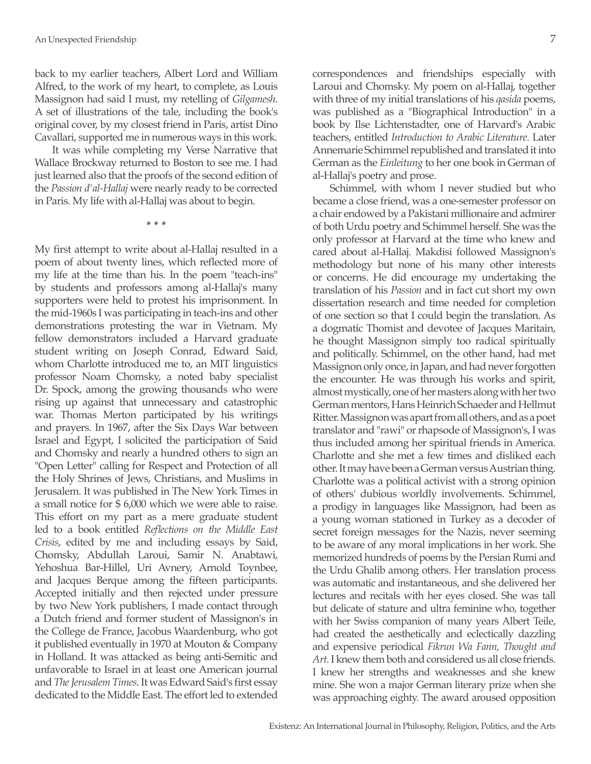back to my earlier teachers, Albert Lord and William Alfred, to the work of my heart, to complete, as Louis Massignon had said I must, my retelling of *Gilgamesh*. A set of illustrations of the tale, including the book's original cover, by my closest friend in Paris, artist Dino Cavallari, supported me in numerous ways in this work.

It was while completing my Verse Narrative that Wallace Brockway returned to Boston to see me. I had just learned also that the proofs of the second edition of the *Passion d'al-Hallaj* were nearly ready to be corrected in Paris. My life with al-Hallaj was about to begin.

\* \* \*

My first attempt to write about al-Hallaj resulted in a poem of about twenty lines, which reflected more of my life at the time than his. In the poem "teach-ins" by students and professors among al-Hallaj's many supporters were held to protest his imprisonment. In the mid-1960s I was participating in teach-ins and other demonstrations protesting the war in Vietnam. My fellow demonstrators included a Harvard graduate student writing on Joseph Conrad, Edward Said, whom Charlotte introduced me to, an MIT linguistics professor Noam Chomsky, a noted baby specialist Dr. Spock, among the growing thousands who were rising up against that unnecessary and catastrophic war. Thomas Merton participated by his writings and prayers. In 1967, after the Six Days War between Israel and Egypt, I solicited the participation of Said and Chomsky and nearly a hundred others to sign an "Open Letter" calling for Respect and Protection of all the Holy Shrines of Jews, Christians, and Muslims in Jerusalem. It was published in The New York Times in a small notice for $ 6,000 which we were able to raise. This effort on my part as a mere graduate student led to a book entitled *Reflections on the Middle East Crisis*, edited by me and including essays by Said, Chomsky, Abdullah Laroui, Samir N. Anabtawi, Yehoshua Bar-Hillel, Uri Avnery, Arnold Toynbee, and Jacques Berque among the fifteen participants. Accepted initially and then rejected under pressure by two New York publishers, I made contact through a Dutch friend and former student of Massignon's in the College de France, Jacobus Waardenburg, who got it published eventually in 1970 at Mouton & Company in Holland. It was attacked as being anti-Semitic and unfavorable to Israel in at least one American journal and *The Jerusalem Times*. It was Edward Said's first essay dedicated to the Middle East. The effort led to extended correspondences and friendships especially with Laroui and Chomsky. My poem on al-Hallaj, together with three of my initial translations of his *qasida* poems, was published as a "Biographical Introduction" in a book by Ilse Lichtenstadter, one of Harvard's Arabic teachers, entitled *Introduction to Arabic Literature*. Later Annemarie Schimmel republished and translated it into German as the *Einleitung* to her one book in German of al-Hallaj's poetry and prose.

Schimmel, with whom I never studied but who became a close friend, was a one-semester professor on a chair endowed by a Pakistani millionaire and admirer of both Urdu poetry and Schimmel herself. She was the only professor at Harvard at the time who knew and cared about al-Hallaj. Makdisi followed Massignon's methodology but none of his many other interests or concerns. He did encourage my undertaking the translation of his *Passion* and in fact cut short my own dissertation research and time needed for completion of one section so that I could begin the translation. As a dogmatic Thomist and devotee of Jacques Maritain, he thought Massignon simply too radical spiritually and politically. Schimmel, on the other hand, had met Massignon only once, in Japan, and had never forgotten the encounter. He was through his works and spirit, almost mystically, one of her masters along with her two German mentors, Hans Heinrich Schaeder and Hellmut Ritter. Massignon was apart from all others, and as a poet translator and "rawi" or rhapsode of Massignon's, I was thus included among her spiritual friends in America. Charlotte and she met a few times and disliked each other. It may have been a German versus Austrian thing. Charlotte was a political activist with a strong opinion of others' dubious worldly involvements. Schimmel, a prodigy in languages like Massignon, had been as a young woman stationed in Turkey as a decoder of secret foreign messages for the Nazis, never seeming to be aware of any moral implications in her work. She memorized hundreds of poems by the Persian Rumi and the Urdu Ghalib among others. Her translation process was automatic and instantaneous, and she delivered her lectures and recitals with her eyes closed. She was tall but delicate of stature and ultra feminine who, together with her Swiss companion of many years Albert Teile, had created the aesthetically and eclectically dazzling and expensive periodical *Fikrun Wa Fann, Thought and Art*. I knew them both and considered us all close friends. I knew her strengths and weaknesses and she knew mine. She won a major German literary prize when she was approaching eighty. The award aroused opposition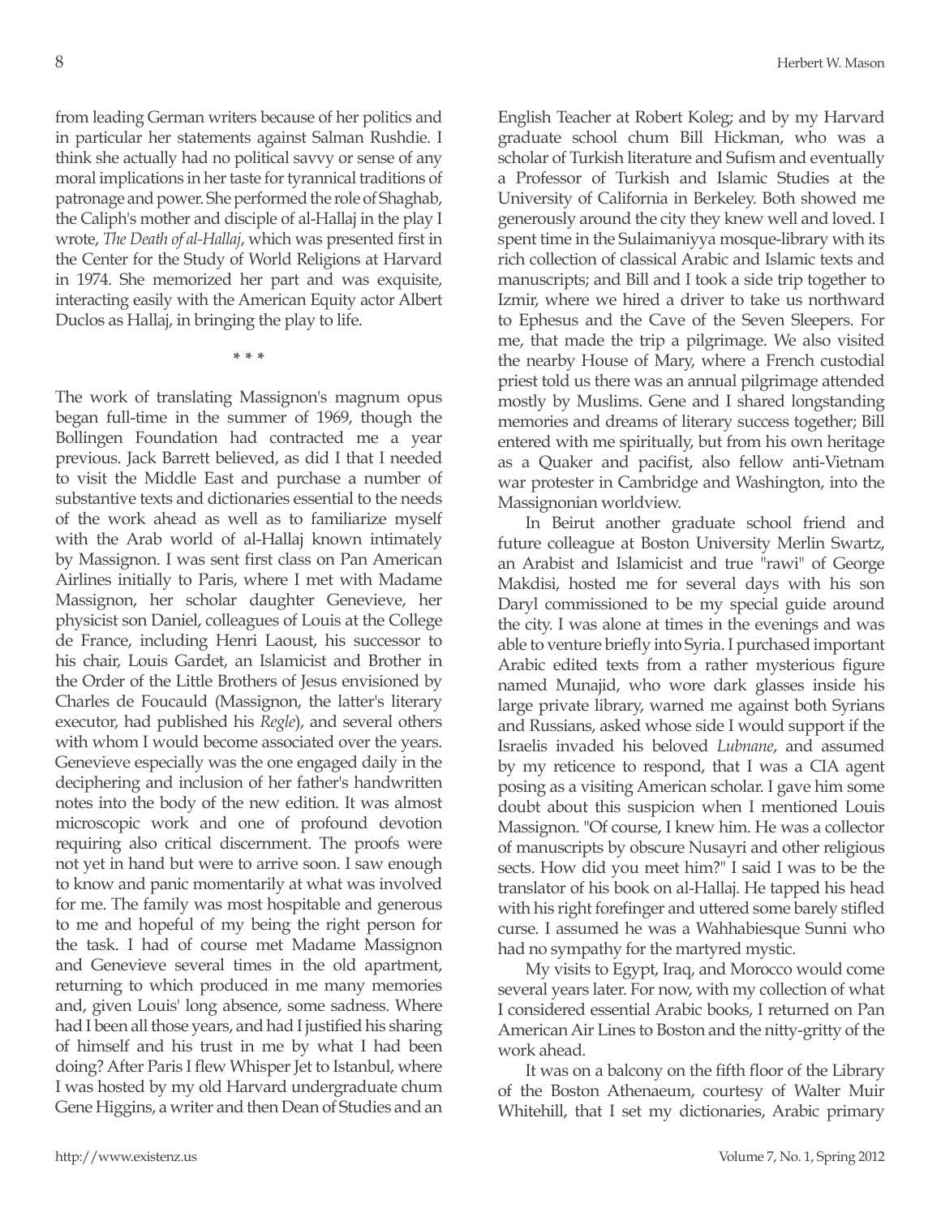from leading German writers because of her politics and in particular her statements against Salman Rushdie. I think she actually had no political savvy or sense of any moral implications in her taste for tyrannical traditions of patronage and power. She performed the role of Shaghab, the Caliph's mother and disciple of al-Hallaj in the play I wrote, *The Death of al-Hallaj*, which was presented first in the Center for the Study of World Religions at Harvard in 1974. She memorized her part and was exquisite, interacting easily with the American Equity actor Albert Duclos as Hallaj, in bringing the play to life.

\* \* \*

The work of translating Massignon's magnum opus began full-time in the summer of 1969, though the Bollingen Foundation had contracted me a year previous. Jack Barrett believed, as did I that I needed to visit the Middle East and purchase a number of substantive texts and dictionaries essential to the needs of the work ahead as well as to familiarize myself with the Arab world of al-Hallaj known intimately by Massignon. I was sent first class on Pan American Airlines initially to Paris, where I met with Madame Massignon, her scholar daughter Genevieve, her physicist son Daniel, colleagues of Louis at the College de France, including Henri Laoust, his successor to his chair, Louis Gardet, an Islamicist and Brother in the Order of the Little Brothers of Jesus envisioned by Charles de Foucauld (Massignon, the latter's literary executor, had published his *Regle*), and several others with whom I would become associated over the years. Genevieve especially was the one engaged daily in the deciphering and inclusion of her father's handwritten notes into the body of the new edition. It was almost microscopic work and one of profound devotion requiring also critical discernment. The proofs were not yet in hand but were to arrive soon. I saw enough to know and panic momentarily at what was involved for me. The family was most hospitable and generous to me and hopeful of my being the right person for the task. I had of course met Madame Massignon and Genevieve several times in the old apartment, returning to which produced in me many memories and, given Louis' long absence, some sadness. Where had I been all those years, and had I justified his sharing of himself and his trust in me by what I had been doing? After Paris I flew Whisper Jet to Istanbul, where I was hosted by my old Harvard undergraduate chum Gene Higgins, a writer and then Dean of Studies and an English Teacher at Robert Koleg; and by my Harvard graduate school chum Bill Hickman, who was a scholar of Turkish literature and Sufism and eventually a Professor of Turkish and Islamic Studies at the University of California in Berkeley. Both showed me generously around the city they knew well and loved. I spent time in the Sulaimaniyya mosque-library with its rich collection of classical Arabic and Islamic texts and manuscripts; and Bill and I took a side trip together to Izmir, where we hired a driver to take us northward to Ephesus and the Cave of the Seven Sleepers. For me, that made the trip a pilgrimage. We also visited the nearby House of Mary, where a French custodial priest told us there was an annual pilgrimage attended mostly by Muslims. Gene and I shared longstanding memories and dreams of literary success together; Bill entered with me spiritually, but from his own heritage as a Quaker and pacifist, also fellow anti-Vietnam war protester in Cambridge and Washington, into the Massignonian worldview.

In Beirut another graduate school friend and future colleague at Boston University Merlin Swartz, an Arabist and Islamicist and true "rawi" of George Makdisi, hosted me for several days with his son Daryl commissioned to be my special guide around the city. I was alone at times in the evenings and was able to venture briefly into Syria. I purchased important Arabic edited texts from a rather mysterious figure named Munajid, who wore dark glasses inside his large private library, warned me against both Syrians and Russians, asked whose side I would support if the Israelis invaded his beloved *Lubnane*, and assumed by my reticence to respond, that I was a CIA agent posing as a visiting American scholar. I gave him some doubt about this suspicion when I mentioned Louis Massignon. "Of course, I knew him. He was a collector of manuscripts by obscure Nusayri and other religious sects. How did you meet him?" I said I was to be the translator of his book on al-Hallaj. He tapped his head with his right forefinger and uttered some barely stifled curse. I assumed he was a Wahhabiesque Sunni who had no sympathy for the martyred mystic.

My visits to Egypt, Iraq, and Morocco would come several years later. For now, with my collection of what I considered essential Arabic books, I returned on Pan American Air Lines to Boston and the nitty-gritty of the work ahead.

It was on a balcony on the fifth floor of the Library of the Boston Athenaeum, courtesy of Walter Muir Whitehill, that I set my dictionaries, Arabic primary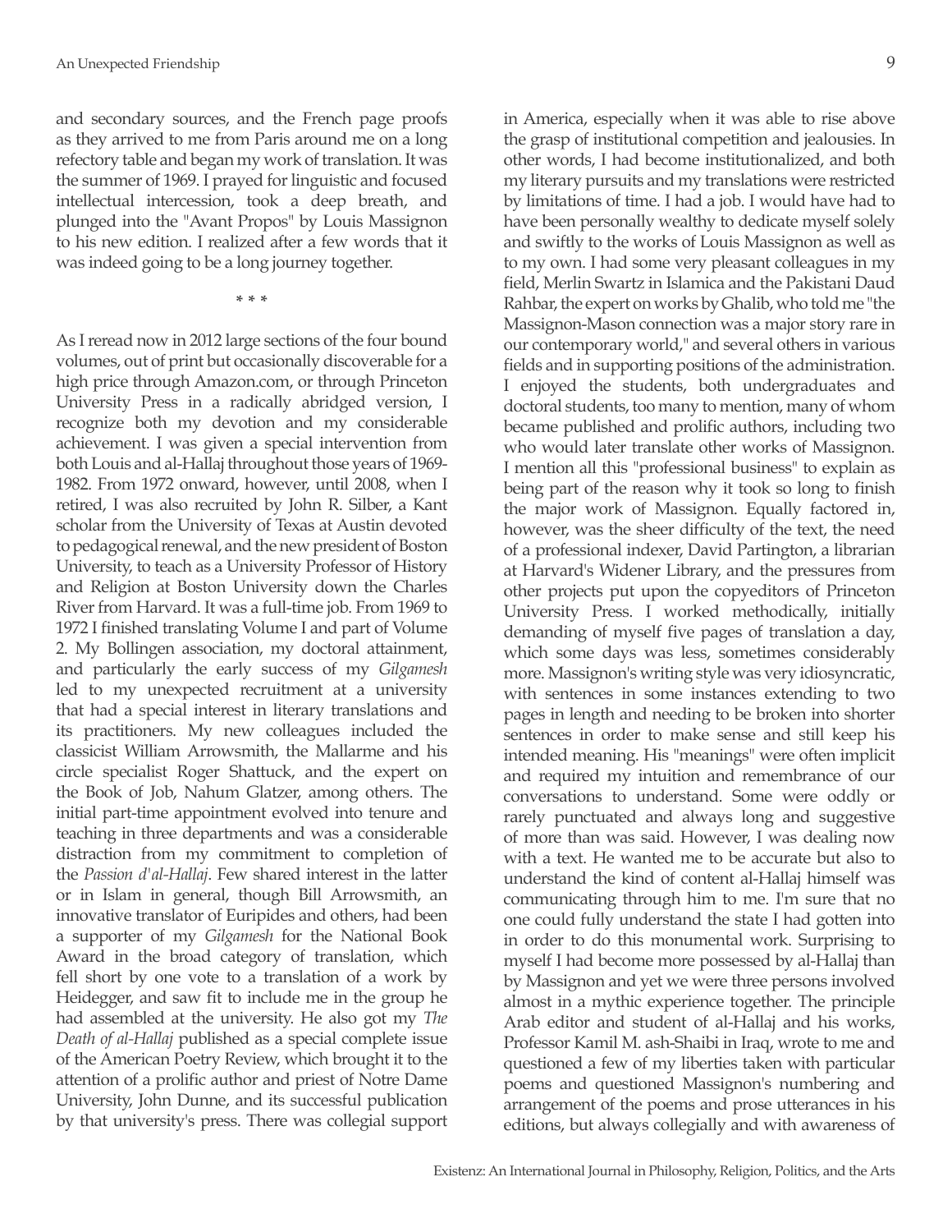and secondary sources, and the French page proofs as they arrived to me from Paris around me on a long refectory table and began my work of translation. It was the summer of 1969. I prayed for linguistic and focused intellectual intercession, took a deep breath, and plunged into the "Avant Propos" by Louis Massignon to his new edition. I realized after a few words that it was indeed going to be a long journey together.

\* \* \*

As I reread now in 2012 large sections of the four bound volumes, out of print but occasionally discoverable for a high price through Amazon.com, or through Princeton University Press in a radically abridged version, I recognize both my devotion and my considerable achievement. I was given a special intervention from both Louis and al-Hallaj throughout those years of 1969-1982. From 1972 onward, however, until 2008, when I retired, I was also recruited by John R. Silber, a Kant scholar from the University of Texas at Austin devoted to pedagogical renewal, and the new president of Boston University, to teach as a University Professor of History and Religion at Boston University down the Charles River from Harvard. It was a full-time job. From 1969 to 1972 I finished translating Volume I and part of Volume 2. My Bollingen association, my doctoral attainment, and particularly the early success of my *Gilgamesh* led to my unexpected recruitment at a university that had a special interest in literary translations and its practitioners. My new colleagues included the classicist William Arrowsmith, the Mallarme and his circle specialist Roger Shattuck, and the expert on the Book of Job, Nahum Glatzer, among others. The initial part-time appointment evolved into tenure and teaching in three departments and was a considerable distraction from my commitment to completion of the *Passion d'al-Hallaj*. Few shared interest in the latter or in Islam in general, though Bill Arrowsmith, an innovative translator of Euripides and others, had been a supporter of my *Gilgamesh* for the National Book Award in the broad category of translation, which fell short by one vote to a translation of a work by Heidegger, and saw fit to include me in the group he had assembled at the university. He also got my *The Death of al-Hallaj* published as a special complete issue of the American Poetry Review, which brought it to the attention of a prolific author and priest of Notre Dame University, John Dunne, and its successful publication by that university's press. There was collegial support in America, especially when it was able to rise above the grasp of institutional competition and jealousies. In other words, I had become institutionalized, and both my literary pursuits and my translations were restricted by limitations of time. I had a job. I would have had to have been personally wealthy to dedicate myself solely and swiftly to the works of Louis Massignon as well as to my own. I had some very pleasant colleagues in my field, Merlin Swartz in Islamica and the Pakistani Daud Rahbar, the expert on works by Ghalib, who told me "the Massignon-Mason connection was a major story rare in our contemporary world," and several others in various fields and in supporting positions of the administration. I enjoyed the students, both undergraduates and doctoral students, too many to mention, many of whom became published and prolific authors, including two who would later translate other works of Massignon. I mention all this "professional business" to explain as being part of the reason why it took so long to finish the major work of Massignon. Equally factored in, however, was the sheer difficulty of the text, the need of a professional indexer, David Partington, a librarian at Harvard's Widener Library, and the pressures from other projects put upon the copyeditors of Princeton University Press. I worked methodically, initially demanding of myself five pages of translation a day, which some days was less, sometimes considerably more. Massignon's writing style was very idiosyncratic, with sentences in some instances extending to two pages in length and needing to be broken into shorter sentences in order to make sense and still keep his intended meaning. His "meanings" were often implicit and required my intuition and remembrance of our conversations to understand. Some were oddly or rarely punctuated and always long and suggestive of more than was said. However, I was dealing now with a text. He wanted me to be accurate but also to understand the kind of content al-Hallaj himself was communicating through him to me. I'm sure that no one could fully understand the state I had gotten into in order to do this monumental work. Surprising to myself I had become more possessed by al-Hallaj than by Massignon and yet we were three persons involved almost in a mythic experience together. The principle Arab editor and student of al-Hallaj and his works, Professor Kamil M. ash-Shaibi in Iraq, wrote to me and questioned a few of my liberties taken with particular poems and questioned Massignon's numbering and arrangement of the poems and prose utterances in his editions, but always collegially and with awareness of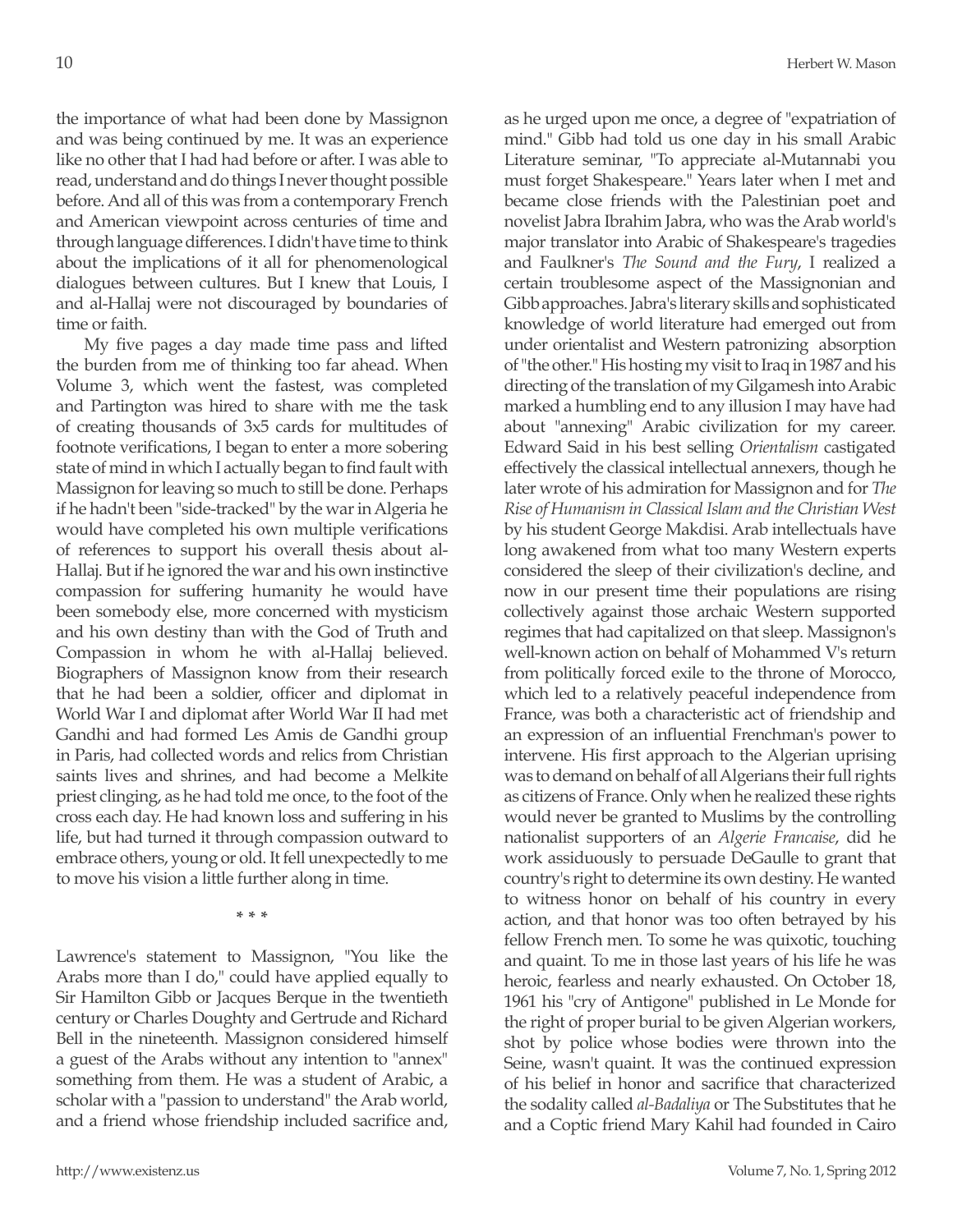the importance of what had been done by Massignon and was being continued by me. It was an experience like no other that I had had before or after. I was able to read, understand and do things I never thought possible before. And all of this was from a contemporary French and American viewpoint across centuries of time and through language differences. I didn't have time to think about the implications of it all for phenomenological dialogues between cultures. But I knew that Louis, I and al-Hallaj were not discouraged by boundaries of time or faith.

My five pages a day made time pass and lifted the burden from me of thinking too far ahead. When Volume 3, which went the fastest, was completed and Partington was hired to share with me the task of creating thousands of 3x5 cards for multitudes of footnote verifications, I began to enter a more sobering state of mind in which I actually began to find fault with Massignon for leaving so much to still be done. Perhaps if he hadn't been "side-tracked" by the war in Algeria he would have completed his own multiple verifications of references to support his overall thesis about al-Hallaj. But if he ignored the war and his own instinctive compassion for suffering humanity he would have been somebody else, more concerned with mysticism and his own destiny than with the God of Truth and Compassion in whom he with al-Hallaj believed. Biographers of Massignon know from their research that he had been a soldier, officer and diplomat in World War I and diplomat after World War II had met Gandhi and had formed Les Amis de Gandhi group in Paris, had collected words and relics from Christian saints lives and shrines, and had become a Melkite priest clinging, as he had told me once, to the foot of the cross each day. He had known loss and suffering in his life, but had turned it through compassion outward to embrace others, young or old. It fell unexpectedly to me to move his vision a little further along in time.

\* \* \*

Lawrence's statement to Massignon, "You like the Arabs more than I do," could have applied equally to Sir Hamilton Gibb or Jacques Berque in the twentieth century or Charles Doughty and Gertrude and Richard Bell in the nineteenth. Massignon considered himself a guest of the Arabs without any intention to "annex" something from them. He was a student of Arabic, a scholar with a "passion to understand" the Arab world, and a friend whose friendship included sacrifice and, as he urged upon me once, a degree of "expatriation of mind." Gibb had told us one day in his small Arabic Literature seminar, "To appreciate al-Mutannabi you must forget Shakespeare." Years later when I met and became close friends with the Palestinian poet and novelist Jabra Ibrahim Jabra, who was the Arab world's major translator into Arabic of Shakespeare's tragedies and Faulkner's *The Sound and the Fury*, I realized a certain troublesome aspect of the Massignonian and Gibb approaches. Jabra's literary skills and sophisticated knowledge of world literature had emerged out from under orientalist and Western patronizing absorption of "the other." His hosting my visit to Iraq in 1987 and his directing of the translation of my Gilgamesh into Arabic marked a humbling end to any illusion I may have had about "annexing" Arabic civilization for my career. Edward Said in his best selling *Orientalism* castigated effectively the classical intellectual annexers, though he later wrote of his admiration for Massignon and for *The Rise of Humanism in Classical Islam and the Christian West* by his student George Makdisi. Arab intellectuals have long awakened from what too many Western experts considered the sleep of their civilization's decline, and now in our present time their populations are rising collectively against those archaic Western supported regimes that had capitalized on that sleep. Massignon's well-known action on behalf of Mohammed V's return from politically forced exile to the throne of Morocco, which led to a relatively peaceful independence from France, was both a characteristic act of friendship and an expression of an influential Frenchman's power to intervene. His first approach to the Algerian uprising was to demand on behalf of all Algerians their full rights as citizens of France. Only when he realized these rights would never be granted to Muslims by the controlling nationalist supporters of an *Algerie Francaise*, did he work assiduously to persuade DeGaulle to grant that country's right to determine its own destiny. He wanted to witness honor on behalf of his country in every action, and that honor was too often betrayed by his fellow French men. To some he was quixotic, touching and quaint. To me in those last years of his life he was heroic, fearless and nearly exhausted. On October 18, 1961 his "cry of Antigone" published in Le Monde for the right of proper burial to be given Algerian workers, shot by police whose bodies were thrown into the Seine, wasn't quaint. It was the continued expression of his belief in honor and sacrifice that characterized the sodality called *al-Badaliya* or The Substitutes that he and a Coptic friend Mary Kahil had founded in Cairo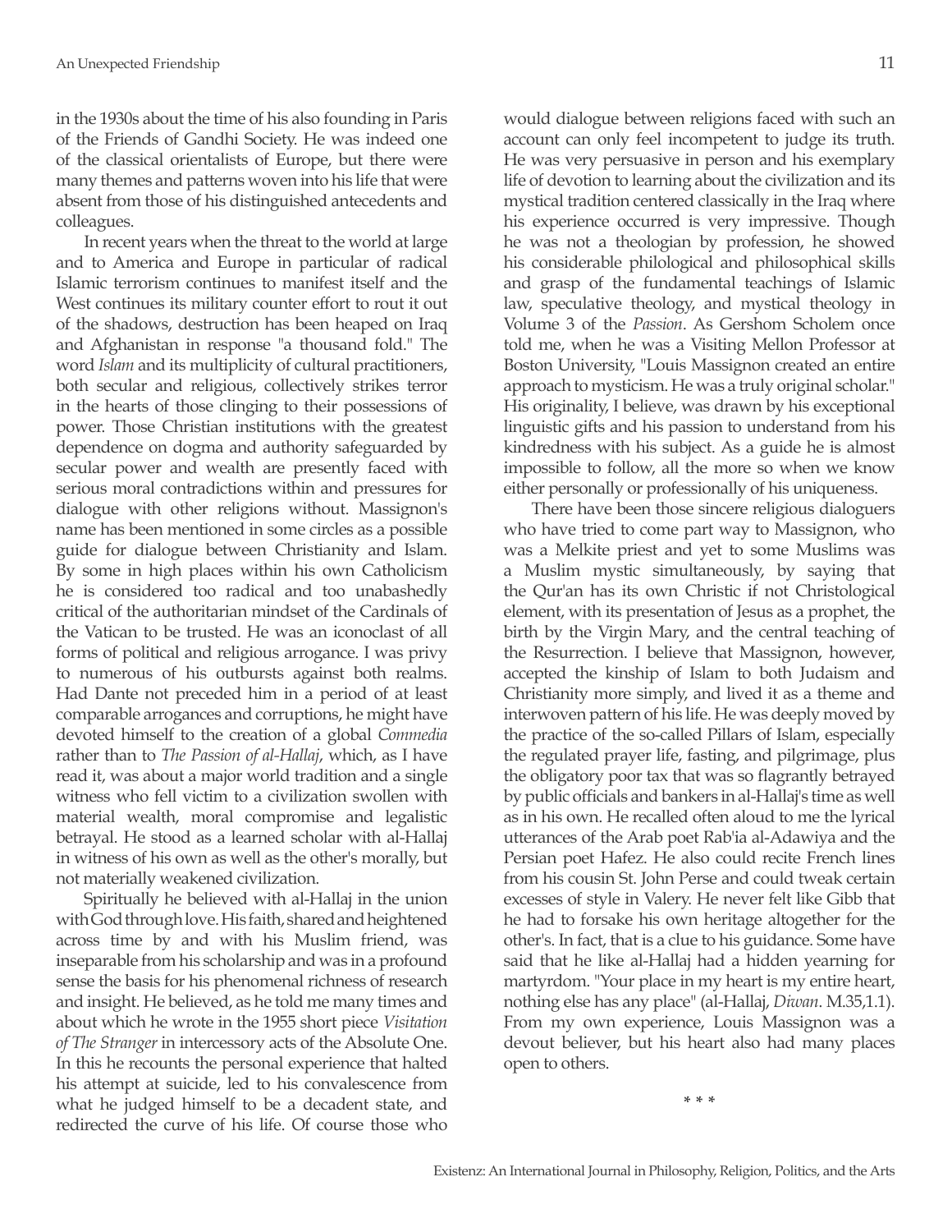in the 1930s about the time of his also founding in Paris of the Friends of Gandhi Society. He was indeed one of the classical orientalists of Europe, but there were many themes and patterns woven into his life that were absent from those of his distinguished antecedents and colleagues.

In recent years when the threat to the world at large and to America and Europe in particular of radical Islamic terrorism continues to manifest itself and the West continues its military counter effort to rout it out of the shadows, destruction has been heaped on Iraq and Afghanistan in response "a thousand fold." The word *Islam* and its multiplicity of cultural practitioners, both secular and religious, collectively strikes terror in the hearts of those clinging to their possessions of power. Those Christian institutions with the greatest dependence on dogma and authority safeguarded by secular power and wealth are presently faced with serious moral contradictions within and pressures for dialogue with other religions without. Massignon's name has been mentioned in some circles as a possible guide for dialogue between Christianity and Islam. By some in high places within his own Catholicism he is considered too radical and too unabashedly critical of the authoritarian mindset of the Cardinals of the Vatican to be trusted. He was an iconoclast of all forms of political and religious arrogance. I was privy to numerous of his outbursts against both realms. Had Dante not preceded him in a period of at least comparable arrogances and corruptions, he might have devoted himself to the creation of a global *Commedia* rather than to *The Passion of al-Hallaj*, which, as I have read it, was about a major world tradition and a single witness who fell victim to a civilization swollen with material wealth, moral compromise and legalistic betrayal. He stood as a learned scholar with al-Hallaj in witness of his own as well as the other's morally, but not materially weakened civilization.

Spiritually he believed with al-Hallaj in the union with God through love. His faith, shared and heightened across time by and with his Muslim friend, was inseparable from his scholarship and was in a profound sense the basis for his phenomenal richness of research and insight. He believed, as he told me many times and about which he wrote in the 1955 short piece *Visitation of The Stranger* in intercessory acts of the Absolute One. In this he recounts the personal experience that halted his attempt at suicide, led to his convalescence from what he judged himself to be a decadent state, and redirected the curve of his life. Of course those who would dialogue between religions faced with such an account can only feel incompetent to judge its truth. He was very persuasive in person and his exemplary life of devotion to learning about the civilization and its mystical tradition centered classically in the Iraq where his experience occurred is very impressive. Though he was not a theologian by profession, he showed his considerable philological and philosophical skills and grasp of the fundamental teachings of Islamic law, speculative theology, and mystical theology in Volume 3 of the *Passion*. As Gershom Scholem once told me, when he was a Visiting Mellon Professor at Boston University, "Louis Massignon created an entire approach to mysticism. He was a truly original scholar." His originality, I believe, was drawn by his exceptional linguistic gifts and his passion to understand from his kindredness with his subject. As a guide he is almost impossible to follow, all the more so when we know either personally or professionally of his uniqueness.

There have been those sincere religious dialoguers who have tried to come part way to Massignon, who was a Melkite priest and yet to some Muslims was a Muslim mystic simultaneously, by saying that the Qur'an has its own Christic if not Christological element, with its presentation of Jesus as a prophet, the birth by the Virgin Mary, and the central teaching of the Resurrection. I believe that Massignon, however, accepted the kinship of Islam to both Judaism and Christianity more simply, and lived it as a theme and interwoven pattern of his life. He was deeply moved by the practice of the so-called Pillars of Islam, especially the regulated prayer life, fasting, and pilgrimage, plus the obligatory poor tax that was so flagrantly betrayed by public officials and bankers in al-Hallaj's time as well as in his own. He recalled often aloud to me the lyrical utterances of the Arab poet Rab'ia al-Adawiya and the Persian poet Hafez. He also could recite French lines from his cousin St. John Perse and could tweak certain excesses of style in Valery. He never felt like Gibb that he had to forsake his own heritage altogether for the other's. In fact, that is a clue to his guidance. Some have said that he like al-Hallaj had a hidden yearning for martyrdom. "Your place in my heart is my entire heart, nothing else has any place" (al-Hallaj, *Diwan*. M.35,1.1). From my own experience, Louis Massignon was a devout believer, but his heart also had many places open to others.

\* \* \*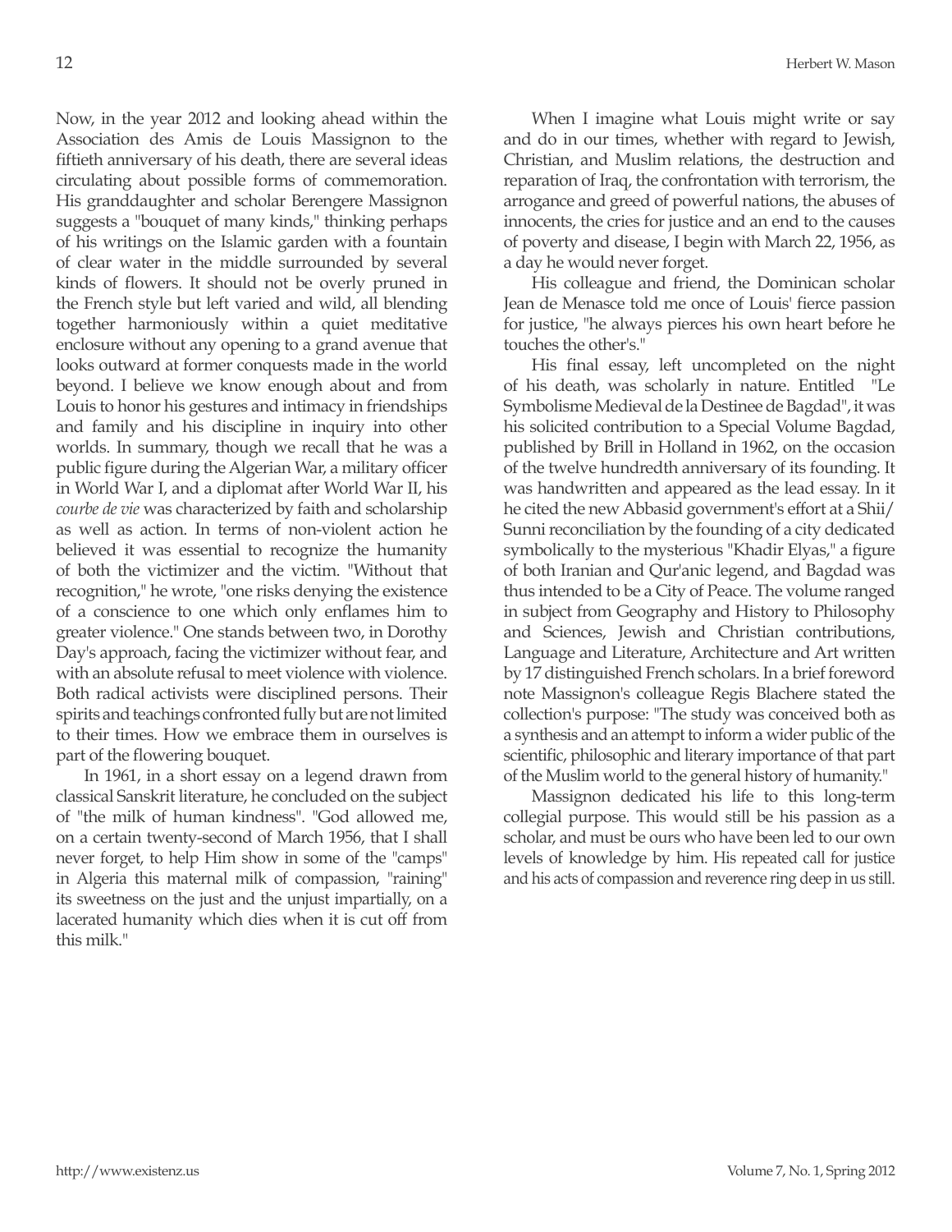Now, in the year 2012 and looking ahead within the Association des Amis de Louis Massignon to the fiftieth anniversary of his death, there are several ideas circulating about possible forms of commemoration. His granddaughter and scholar Berengere Massignon suggests a "bouquet of many kinds," thinking perhaps of his writings on the Islamic garden with a fountain of clear water in the middle surrounded by several kinds of flowers. It should not be overly pruned in the French style but left varied and wild, all blending together harmoniously within a quiet meditative enclosure without any opening to a grand avenue that looks outward at former conquests made in the world beyond. I believe we know enough about and from Louis to honor his gestures and intimacy in friendships and family and his discipline in inquiry into other worlds. In summary, though we recall that he was a public figure during the Algerian War, a military officer in World War I, and a diplomat after World War II, his *courbe de vie* was characterized by faith and scholarship as well as action. In terms of non-violent action he believed it was essential to recognize the humanity of both the victimizer and the victim. "Without that recognition," he wrote, "one risks denying the existence of a conscience to one which only enflames him to greater violence." One stands between two, in Dorothy Day's approach, facing the victimizer without fear, and with an absolute refusal to meet violence with violence. Both radical activists were disciplined persons. Their spirits and teachings confronted fully but are not limited to their times. How we embrace them in ourselves is part of the flowering bouquet.

In 1961, in a short essay on a legend drawn from classical Sanskrit literature, he concluded on the subject of "the milk of human kindness". "God allowed me, on a certain twenty-second of March 1956, that I shall never forget, to help Him show in some of the "camps" in Algeria this maternal milk of compassion, "raining" its sweetness on the just and the unjust impartially, on a lacerated humanity which dies when it is cut off from this milk."

When I imagine what Louis might write or say and do in our times, whether with regard to Jewish, Christian, and Muslim relations, the destruction and reparation of Iraq, the confrontation with terrorism, the arrogance and greed of powerful nations, the abuses of innocents, the cries for justice and an end to the causes of poverty and disease, I begin with March 22, 1956, as a day he would never forget.

His colleague and friend, the Dominican scholar Jean de Menasce told me once of Louis' fierce passion for justice, "he always pierces his own heart before he touches the other's."

His final essay, left uncompleted on the night of his death, was scholarly in nature. Entitled "Le Symbolisme Medieval de la Destinee de Bagdad", it was his solicited contribution to a Special Volume Bagdad, published by Brill in Holland in 1962, on the occasion of the twelve hundredth anniversary of its founding. It was handwritten and appeared as the lead essay. In it he cited the new Abbasid government's effort at a Shii/Sunni reconciliation by the founding of a city dedicated symbolically to the mysterious "Khadir Elyas," a figure of both Iranian and Qur'anic legend, and Bagdad was thus intended to be a City of Peace. The volume ranged in subject from Geography and History to Philosophy and Sciences, Jewish and Christian contributions, Language and Literature, Architecture and Art written by 17 distinguished French scholars. In a brief foreword note Massignon's colleague Regis Blachere stated the collection's purpose: "The study was conceived both as a synthesis and an attempt to inform a wider public of the scientific, philosophic and literary importance of that part of the Muslim world to the general history of humanity."

Massignon dedicated his life to this long-term collegial purpose. This would still be his passion as a scholar, and must be ours who have been led to our own levels of knowledge by him. His repeated call for justice and his acts of compassion and reverence ring deep in us still.